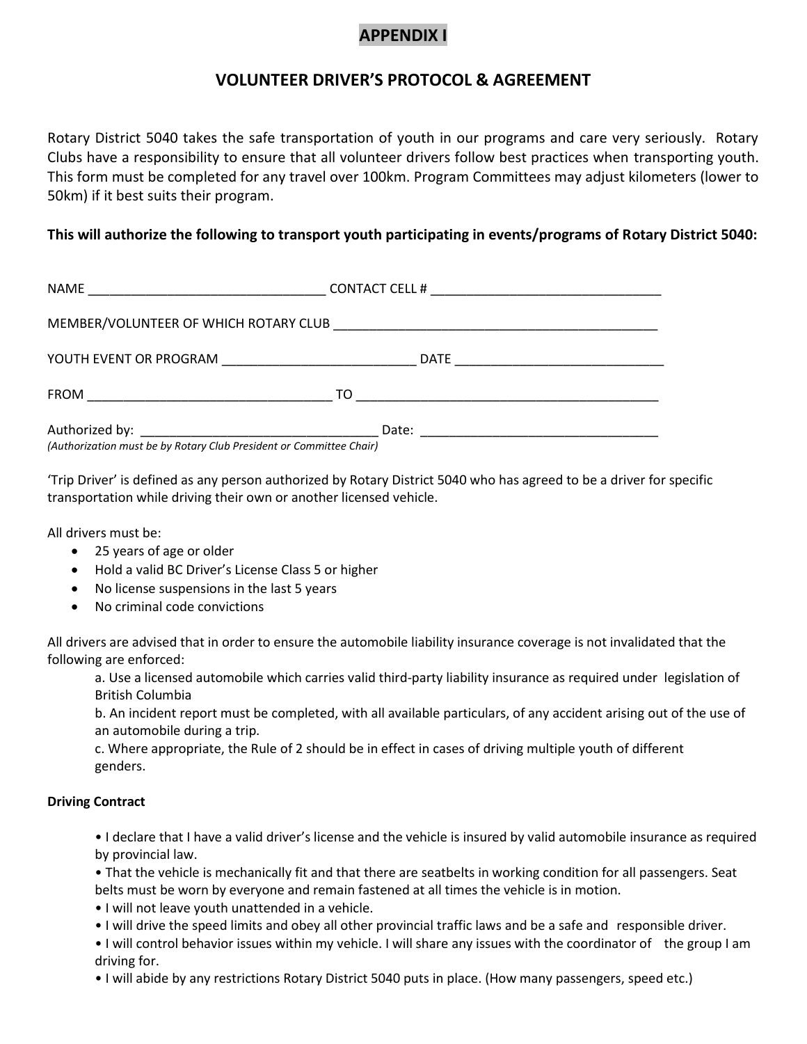# APPENDIX I

## VOLUNTEER DRIVER'S PROTOCOL & AGREEMENT

Rotary District 5040 takes the safe transportation of youth in our programs and care very seriously. Rotary Clubs have a responsibility to ensure that all volunteer drivers follow best practices when transporting youth. This form must be completed for any travel over 100km. Program Committees may adjust kilometers (lower to 50km) if it best suits their program.

**This will authorize the following to transport youth participating in events/programs of Rotary District 5040:**

NAME _________________________________ CONTACT CELL # ________________________________

MEMBER/VOLUNTEER OF WHICH ROTARY CLUB _____________________________________________

YOUTH EVENT OR PROGRAM ___________________________ DATE _____________________________

FROM __________________________________ TO ___________________________________________

Authorized by: _________________________________ Date: _________________________________
*(Authorization must be by Rotary Club President or Committee Chair)*

'Trip Driver' is defined as any person authorized by Rotary District 5040 who has agreed to be a driver for specific transportation while driving their own or another licensed vehicle.

All drivers must be:

- 25 years of age or older
- Hold a valid BC Driver's License Class 5 or higher
- No license suspensions in the last 5 years
- No criminal code convictions

All drivers are advised that in order to ensure the automobile liability insurance coverage is not invalidated that the following are enforced:

a. Use a licensed automobile which carries valid third-party liability insurance as required under legislation of British Columbia
b. An incident report must be completed, with all available particulars, of any accident arising out of the use of an automobile during a trip.
c. Where appropriate, the Rule of 2 should be in effect in cases of driving multiple youth of different genders.

**Driving Contract**

- I declare that I have a valid driver's license and the vehicle is insured by valid automobile insurance as required by provincial law.
- That the vehicle is mechanically fit and that there are seatbelts in working condition for all passengers. Seat belts must be worn by everyone and remain fastened at all times the vehicle is in motion.
- I will not leave youth unattended in a vehicle.
- I will drive the speed limits and obey all other provincial traffic laws and be a safe and responsible driver.
- I will control behavior issues within my vehicle. I will share any issues with the coordinator of the group I am driving for.
- I will abide by any restrictions Rotary District 5040 puts in place. (How many passengers, speed etc.)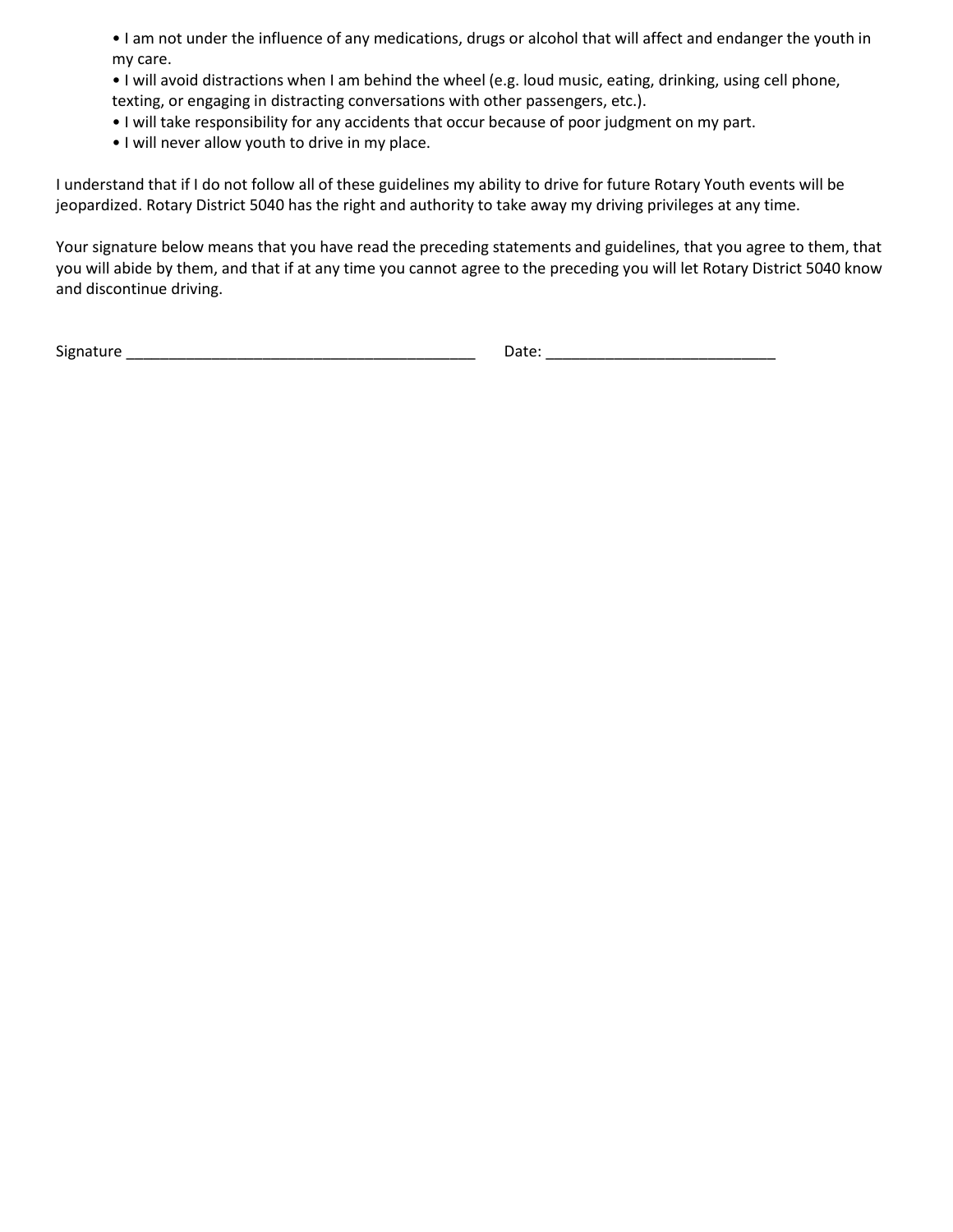- I am not under the influence of any medications, drugs or alcohol that will affect and endanger the youth in my care.
- I will avoid distractions when I am behind the wheel (e.g. loud music, eating, drinking, using cell phone, texting, or engaging in distracting conversations with other passengers, etc.).
- I will take responsibility for any accidents that occur because of poor judgment on my part.
- I will never allow youth to drive in my place.

I understand that if I do not follow all of these guidelines my ability to drive for future Rotary Youth events will be jeopardized. Rotary District 5040 has the right and authority to take away my driving privileges at any time.

Your signature below means that you have read the preceding statements and guidelines, that you agree to them, that you will abide by them, and that if at any time you cannot agree to the preceding you will let Rotary District 5040 know and discontinue driving.

Signature ___________________________________________ Date: ____________________________